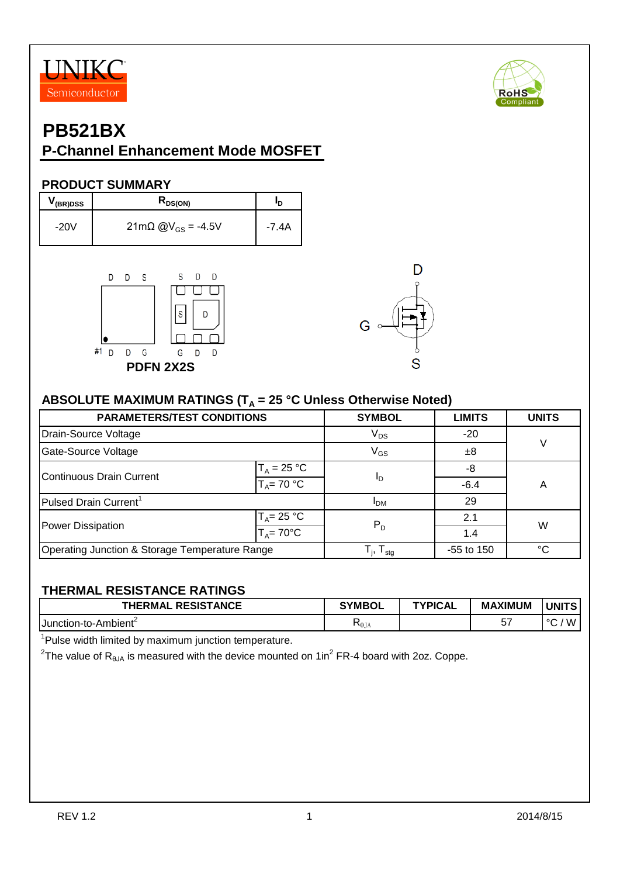UNIKC Semiconductor

# PB521BX

## P-Channel Enhancement Mode MOSFET

### PRODUCT SUMMARY

| $V_{(BR)DSS}$ | $R_{DS(ON)}$ | $I_D$ |
|---|---|---|
| -20V | 21mΩ @$V_{GS}$ = -4.5V | -7.4A |

PDFN 2X2S

### ABSOLUTE MAXIMUM RATINGS ($T_A$ = 25 °C Unless Otherwise Noted)

| PARAMETERS/TEST CONDITIONS | | SYMBOL | LIMITS | UNITS |
|---|---|---|---|---|
| Drain-Source Voltage | | $V_{DS}$ | -20 | V |
| Gate-Source Voltage | | $V_{GS}$ | ±8 | |
| Continuous Drain Current | $T_A$ = 25 °C | $I_D$ | -8 | A |
| | $T_A$= 70 °C | | -6.4 | |
| Pulsed Drain Current[1] | | $I_{DM}$ | 29 | |
| Power Dissipation | $T_A$= 25 °C | $P_D$ | 2.1 | W |
| | $T_A$= 70°C | | 1.4 | |
| Operating Junction & Storage Temperature Range | | $T_j$, $T_{stg}$ | -55 to 150 | °C |

### THERMAL RESISTANCE RATINGS

| THERMAL RESISTANCE | SYMBOL | TYPICAL | MAXIMUM | UNITS |
|---|---|---|---|---|
| Junction-to-Ambient[2] | $R_{\theta JA}$ | | 57 | °C / W |

[1]Pulse width limited by maximum junction temperature.

[2]The value of $R_{\theta JA}$ is measured with the device mounted on $1in^2$ FR-4 board with 2oz. Coppe.

REV 1.2 2014/8/15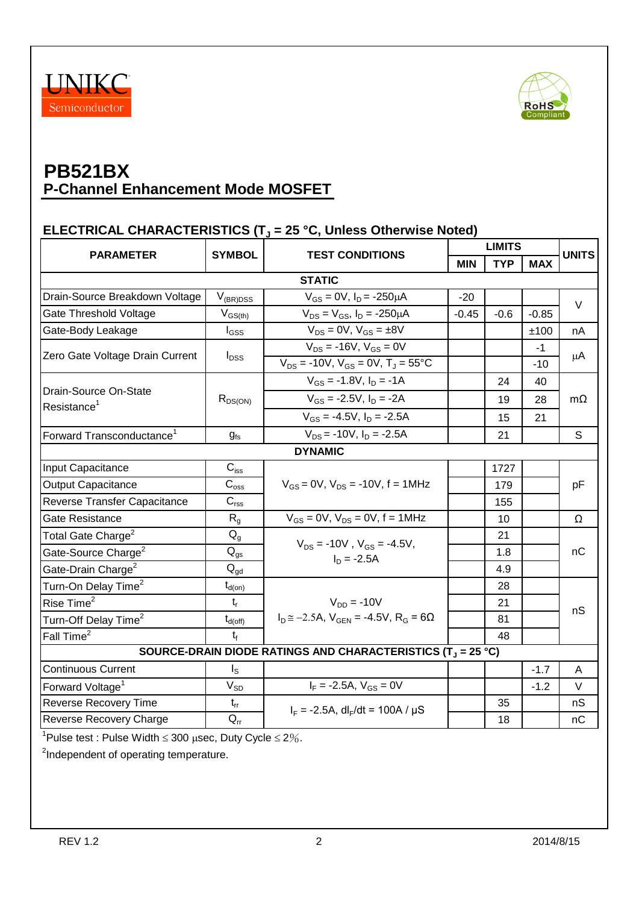# PB521BX

## P-Channel Enhancement Mode MOSFET

### ELECTRICAL CHARACTERISTICS ($T_J$ = 25 °C, Unless Otherwise Noted)

| PARAMETER | SYMBOL | TEST CONDITIONS | LIMITS | | | UNITS |
|---|---|---|---|---|---|---|
| | | | MIN | TYP | MAX | |
| **STATIC** | | | | | | |
| Drain-Source Breakdown Voltage | $V_{(BR)DSS}$ | $V_{GS}$ = 0V, $I_D$ = -250μA | -20 | | | V |
| Gate Threshold Voltage | $V_{GS(th)}$ | $V_{DS}$ = $V_{GS}$, $I_D$ = -250μA | -0.45 | -0.6 | -0.85 | V |
| Gate-Body Leakage | $I_{GSS}$ | $V_{DS}$ = 0V, $V_{GS}$ = ±8V | | | ±100 | nA |
| Zero Gate Voltage Drain Current | $I_{DSS}$ | $V_{DS}$ = -16V, $V_{GS}$ = 0V | | | -1 | μA |
| | | $V_{DS}$ = -10V, $V_{GS}$ = 0V, $T_J$ = 55°C | | | -10 | |
| Drain-Source On-State Resistance[1] | $R_{DS(ON)}$ | $V_{GS}$ = -1.8V, $I_D$ = -1A | | 24 | 40 | mΩ |
| | | $V_{GS}$ = -2.5V, $I_D$ = -2A | | 19 | 28 | |
| | | $V_{GS}$ = -4.5V, $I_D$ = -2.5A | | 15 | 21 | |
| Forward Transconductance[1] | $g_{fs}$ | $V_{DS}$ = -10V, $I_D$ = -2.5A | | 21 | | S |
| **DYNAMIC** | | | | | | |
| Input Capacitance | $C_{iss}$ | $V_{GS}$ = 0V, $V_{DS}$ = -10V, f = 1MHz | | 1727 | | pF |
| Output Capacitance | $C_{oss}$ | | | 179 | | |
| Reverse Transfer Capacitance | $C_{rss}$ | | | 155 | | |
| Gate Resistance | $R_g$ | $V_{GS}$ = 0V, $V_{DS}$ = 0V, f = 1MHz | | 10 | | Ω |
| Total Gate Charge[2] | $Q_g$ | $V_{DS}$ = -10V , $V_{GS}$ = -4.5V, $I_D$ = -2.5A | | 21 | | nC |
| Gate-Source Charge[2] | $Q_{gs}$ | | | 1.8 | | |
| Gate-Drain Charge[2] | $Q_{gd}$ | | | 4.9 | | |
| Turn-On Delay Time[2] | $t_{d(on)}$ | $V_{DD}$ = -10V, $I_D \cong -2.5A$, $V_{GEN}$ = -4.5V, $R_G$ = 6Ω | | 28 | | nS |
| Rise Time[2] | $t_r$ | | | 21 | | |
| Turn-Off Delay Time[2] | $t_{d(off)}$ | | | 81 | | |
| Fall Time[2] | $t_f$ | | | 48 | | |
| **SOURCE-DRAIN DIODE RATINGS AND CHARACTERISTICS ($T_J$ = 25 °C)** | | | | | | |
| Continuous Current | $I_S$ | | | | -1.7 | A |
| Forward Voltage[1] | $V_{SD}$ | $I_F$ = -2.5A, $V_{GS}$ = 0V | | | -1.2 | V |
| Reverse Recovery Time | $t_{rr}$ | $I_F$ = -2.5A, $dI_F/dt$ = 100A / μS | | 35 | | nS |
| Reverse Recovery Charge | $Q_{rr}$ | | | 18 | | nC |

[1]Pulse test : Pulse Width ≤ 300 μsec, Duty Cycle ≤ 2%.

[2]Independent of operating temperature.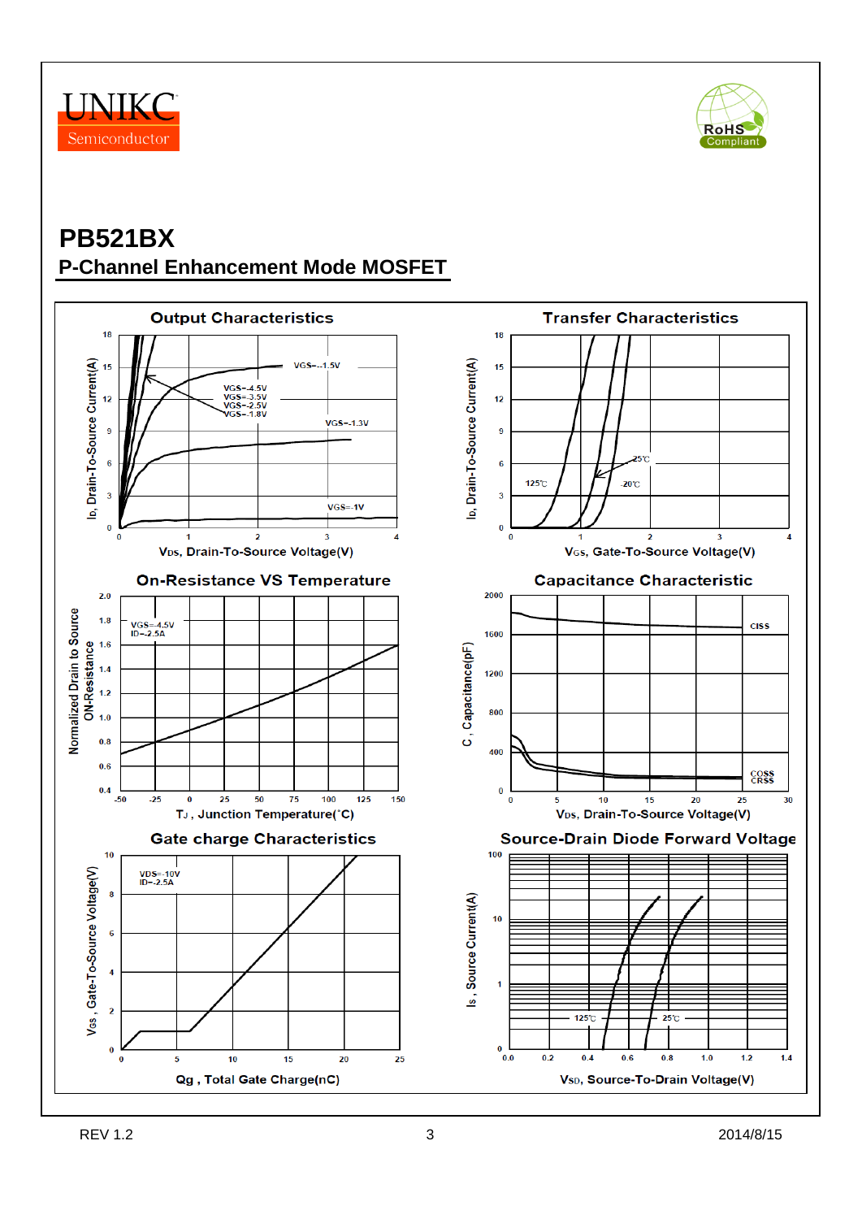# PB521BX

## P-Channel Enhancement Mode MOSFET

### Output Characteristics

$I_D$, Drain-To-Source Current(A) vs. $V_{DS}$, Drain-To-Source Voltage(V)

VGS=-4.5V, VGS=-3.5V, VGS=-2.5V, VGS=-1.8V, VGS=-1.5V, VGS=-1.3V, VGS=-1V

### Transfer Characteristics

$I_D$, Drain-To-Source Current(A) vs. $V_{GS}$, Gate-To-Source Voltage(V)

125℃, 25℃, -20℃

### On-Resistance VS Temperature

Normalized Drain to Source ON-Resistance vs. $T_J$, Junction Temperature(°C)

VGS=-4.5V, ID=-2.5A

### Capacitance Characteristic

C, Capacitance(pF) vs. $V_{DS}$, Drain-To-Source Voltage(V)

CISS, COSS, CRSS

### Gate charge Characteristics

$V_{GS}$, Gate-To-Source Voltage(V) vs. Qg, Total Gate Charge(nC)

VDS=-10V, ID=-2.5A

### Source-Drain Diode Forward Voltage

$I_S$, Source Current(A) vs. $V_{SD}$, Source-To-Drain Voltage(V)

125℃, 25℃

REV 1.2 2014/8/15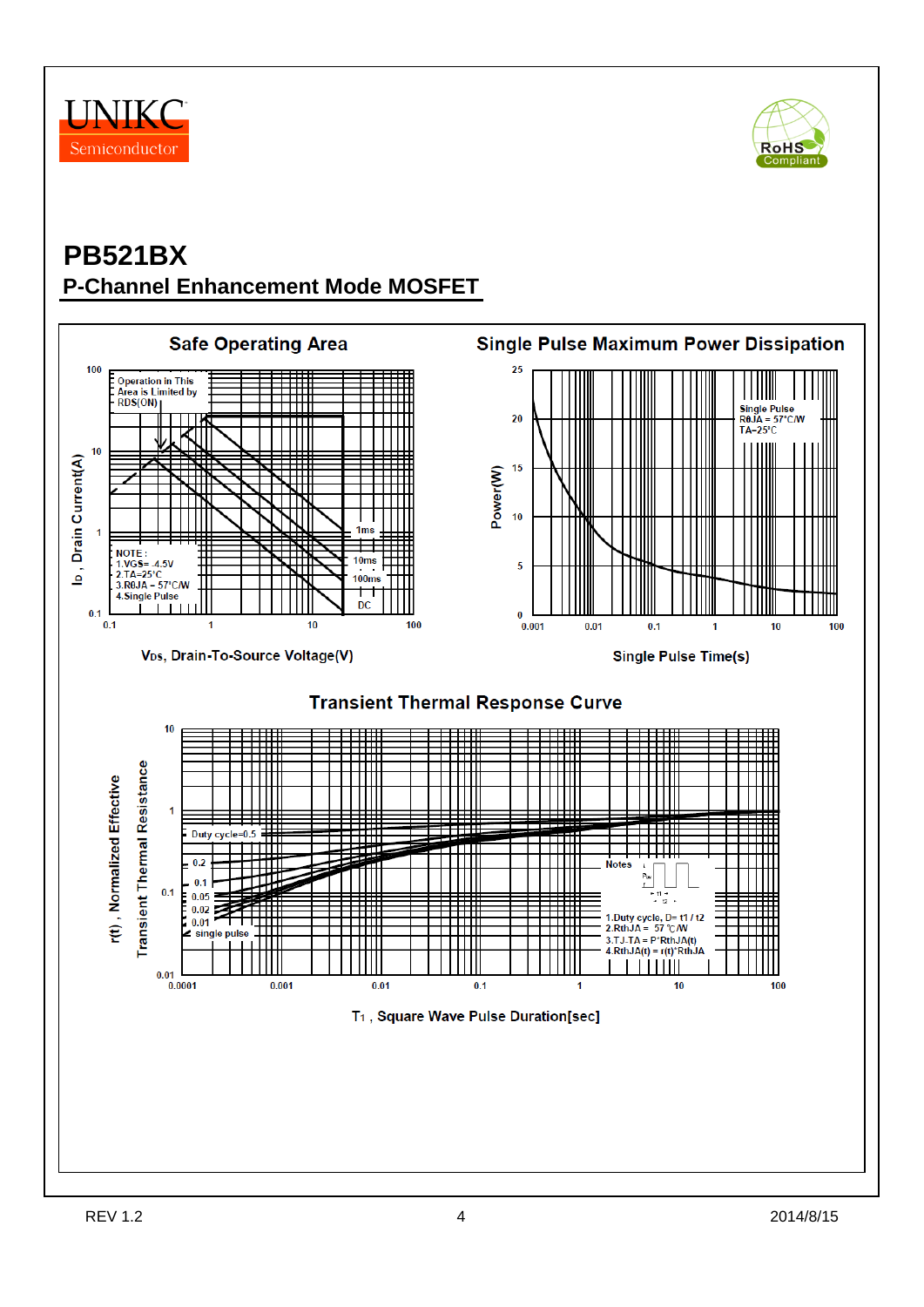# PB521BX

## P-Channel Enhancement Mode MOSFET

### Safe Operating Area

Operation in This Area is Limited by RDS(ON)

NOTE :
1.VGS= -4.5V
2.TA=25°C
3.RθJA = 57°C/W
4.Single Pulse

1ms
10ms
100ms
DC

$I_D$ , Drain Current(A)

$V_{DS}$, Drain-To-Source Voltage(V)

### Single Pulse Maximum Power Dissipation

Single Pulse
RθJA = 57°C/W
TA=25°C

Power(W)

Single Pulse Time(s)

### Transient Thermal Response Curve

Duty cycle=0.5
0.2
0.1
0.05
0.02
0.01
single pulse

Notes
1.Duty cycle, D= t1 / t2
2.RthJA = 57 °C /W
3.TJ-TA = P*RthJA(t)
4.RthJA(t) = r(t)*RthJA

r(t) , Normalized Effective Transient Thermal Resistance

$T_1$ , Square Wave Pulse Duration[sec]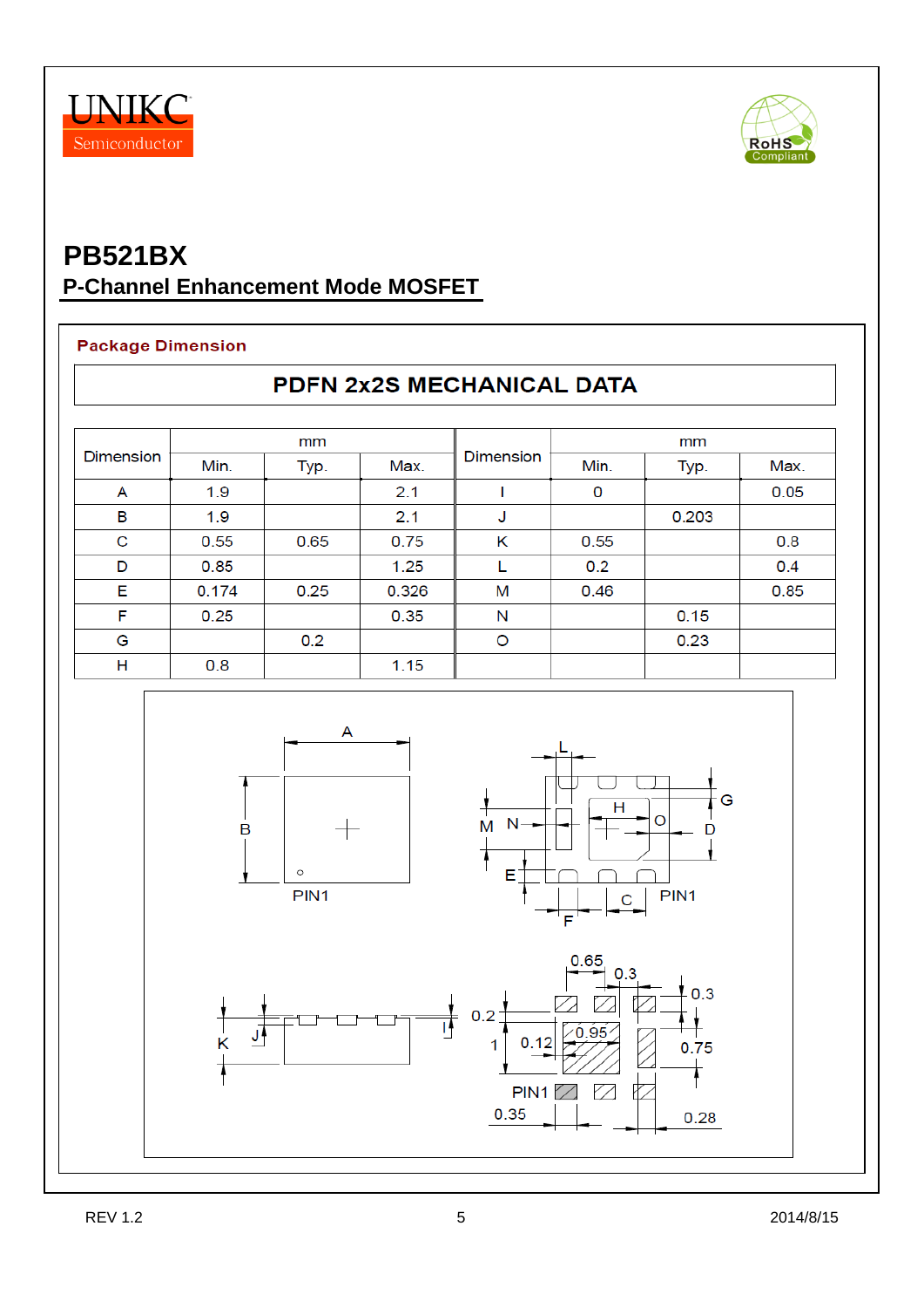# PB521BX

## P-Channel Enhancement Mode MOSFET

### Package Dimension

**PDFN 2x2S MECHANICAL DATA**

| Dimension | mm | | | Dimension | mm | | |
|---|---|---|---|---|---|---|---|
| | Min. | Typ. | Max. | | Min. | Typ. | Max. |
| A | 1.9 | | 2.1 | I | 0 | | 0.05 |
| B | 1.9 | | 2.1 | J | | 0.203 | |
| C | 0.55 | 0.65 | 0.75 | K | 0.55 | | 0.8 |
| D | 0.85 | | 1.25 | L | 0.2 | | 0.4 |
| E | 0.174 | 0.25 | 0.326 | M | 0.46 | | 0.85 |
| F | 0.25 | | 0.35 | N | | 0.15 | |
| G | | 0.2 | | O | | 0.23 | |
| H | 0.8 | | 1.15 | | | | |

A
B
PIN1
L
G
H
M
N
O
D
E
C
PIN1
F
0.65
0.3
0.3
K
J
I
0.2
1
0.12
0.95
0.75
PIN1
0.35
0.28